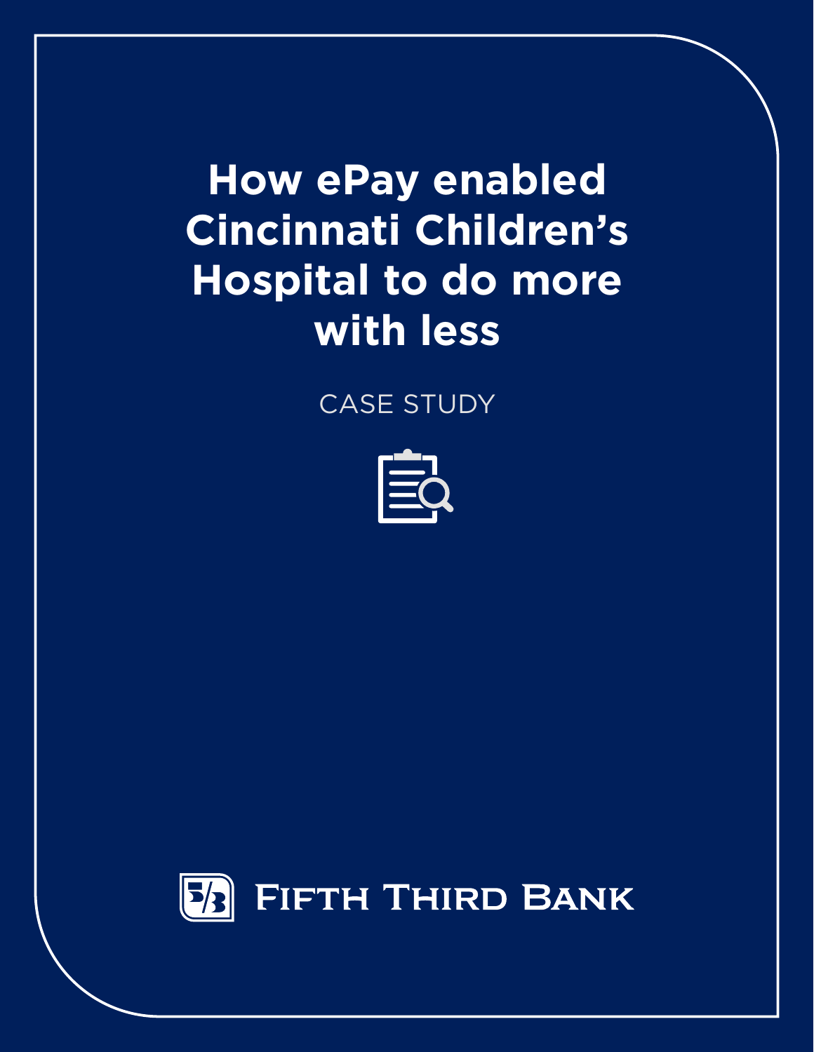# How ePay enabled Cincinnati Children's Hospital to do more with less

CASE STUDY

FIFTH THIRD BANK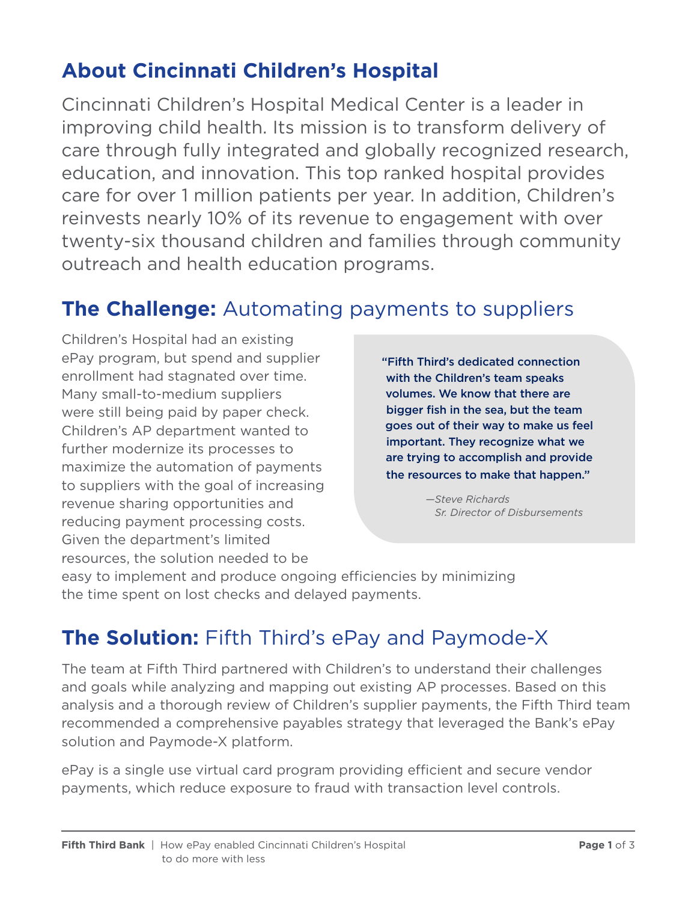## About Cincinnati Children's Hospital

Cincinnati Children's Hospital Medical Center is a leader in improving child health. Its mission is to transform delivery of care through fully integrated and globally recognized research, education, and innovation. This top ranked hospital provides care for over 1 million patients per year. In addition, Children's reinvests nearly 10% of its revenue to engagement with over twenty-six thousand children and families through community outreach and health education programs.

## **The Challenge:** Automating payments to suppliers

Children's Hospital had an existing ePay program, but spend and supplier enrollment had stagnated over time. Many small-to-medium suppliers were still being paid by paper check. Children's AP department wanted to further modernize its processes to maximize the automation of payments to suppliers with the goal of increasing revenue sharing opportunities and reducing payment processing costs. Given the department's limited resources, the solution needed to be easy to implement and produce ongoing efficiencies by minimizing the time spent on lost checks and delayed payments.

> **"Fifth Third's dedicated connection with the Children's team speaks volumes. We know that there are bigger fish in the sea, but the team goes out of their way to make us feel important. They recognize what we are trying to accomplish and provide the resources to make that happen."**
>
> *—Steve Richards*
> *Sr. Director of Disbursements*

## **The Solution:** Fifth Third's ePay and Paymode-X

The team at Fifth Third partnered with Children's to understand their challenges and goals while analyzing and mapping out existing AP processes. Based on this analysis and a thorough review of Children's supplier payments, the Fifth Third team recommended a comprehensive payables strategy that leveraged the Bank's ePay solution and Paymode-X platform.

ePay is a single use virtual card program providing efficient and secure vendor payments, which reduce exposure to fraud with transaction level controls.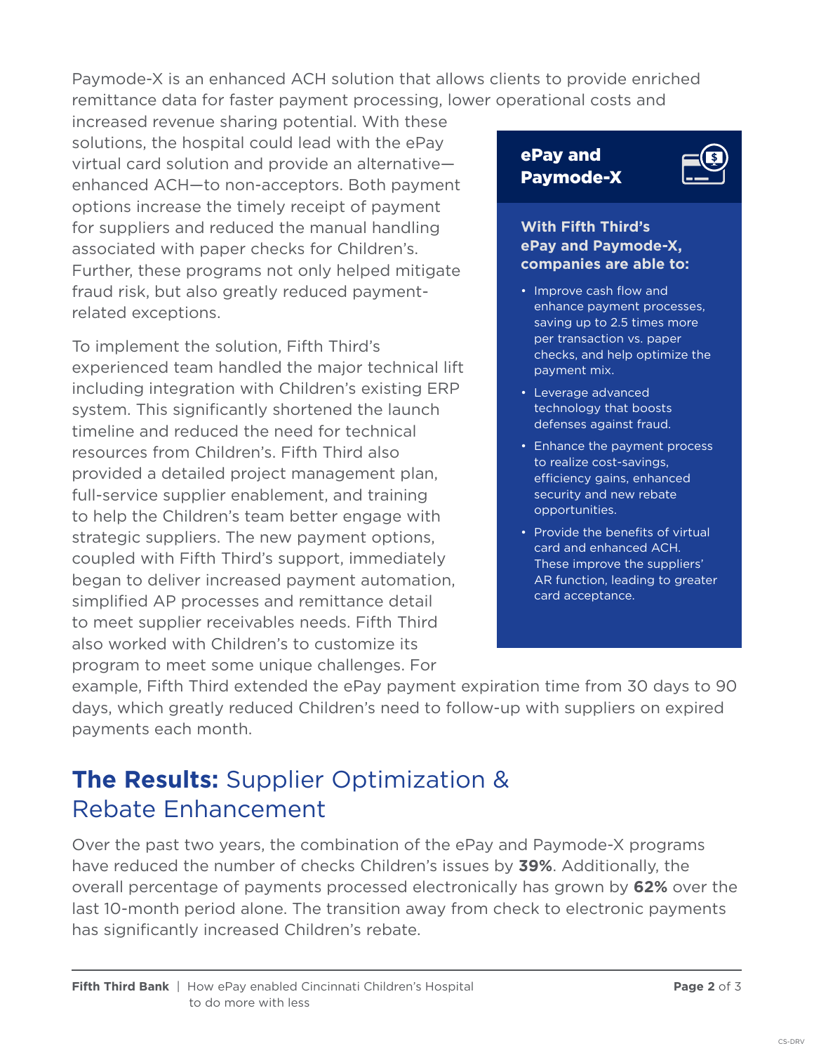Paymode-X is an enhanced ACH solution that allows clients to provide enriched remittance data for faster payment processing, lower operational costs and increased revenue sharing potential. With these solutions, the hospital could lead with the ePay virtual card solution and provide an alternative—enhanced ACH—to non-acceptors. Both payment options increase the timely receipt of payment for suppliers and reduced the manual handling associated with paper checks for Children's. Further, these programs not only helped mitigate fraud risk, but also greatly reduced payment-related exceptions.

To implement the solution, Fifth Third's experienced team handled the major technical lift including integration with Children's existing ERP system. This significantly shortened the launch timeline and reduced the need for technical resources from Children's. Fifth Third also provided a detailed project management plan, full-service supplier enablement, and training to help the Children's team better engage with strategic suppliers. The new payment options, coupled with Fifth Third's support, immediately began to deliver increased payment automation, simplified AP processes and remittance detail to meet supplier receivables needs. Fifth Third also worked with Children's to customize its program to meet some unique challenges. For example, Fifth Third extended the ePay payment expiration time from 30 days to 90 days, which greatly reduced Children's need to follow-up with suppliers on expired payments each month.

### ePay and Paymode-X

**With Fifth Third's ePay and Paymode-X, companies are able to:**

- Improve cash flow and enhance payment processes, saving up to 2.5 times more per transaction vs. paper checks, and help optimize the payment mix.
- Leverage advanced technology that boosts defenses against fraud.
- Enhance the payment process to realize cost-savings, efficiency gains, enhanced security and new rebate opportunities.
- Provide the benefits of virtual card and enhanced ACH. These improve the suppliers' AR function, leading to greater card acceptance.

## **The Results:** Supplier Optimization & Rebate Enhancement

Over the past two years, the combination of the ePay and Paymode-X programs have reduced the number of checks Children's issues by **39%**. Additionally, the overall percentage of payments processed electronically has grown by **62%** over the last 10-month period alone. The transition away from check to electronic payments has significantly increased Children's rebate.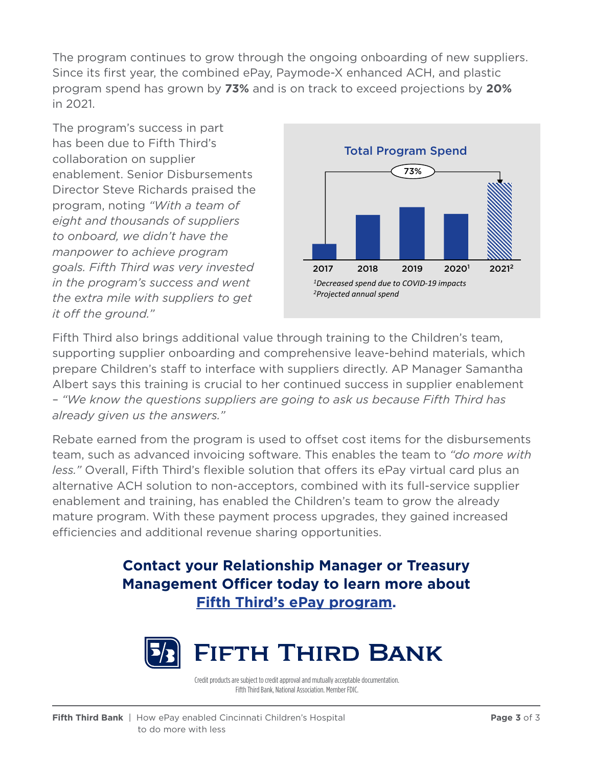The program continues to grow through the ongoing onboarding of new suppliers. Since its first year, the combined ePay, Paymode-X enhanced ACH, and plastic program spend has grown by **73%** and is on track to exceed projections by **20%** in 2021.

The program's success in part has been due to Fifth Third's collaboration on supplier enablement. Senior Disbursements Director Steve Richards praised the program, noting *"With a team of eight and thousands of suppliers to onboard, we didn't have the manpower to achieve program goals. Fifth Third was very invested in the program's success and went the extra mile with suppliers to get it off the ground."*

Total Program Spend

73%

2017
2018
2019
2020[1]
2021[2]

*[1]Decreased spend due to COVID-19 impacts*
*[2]Projected annual spend*

Fifth Third also brings additional value through training to the Children's team, supporting supplier onboarding and comprehensive leave-behind materials, which prepare Children's staff to interface with suppliers directly. AP Manager Samantha Albert says this training is crucial to her continued success in supplier enablement – *"We know the questions suppliers are going to ask us because Fifth Third has already given us the answers."*

Rebate earned from the program is used to offset cost items for the disbursements team, such as advanced invoicing software. This enables the team to *"do more with less."* Overall, Fifth Third's flexible solution that offers its ePay virtual card plus an alternative ACH solution to non-acceptors, combined with its full-service supplier enablement and training, has enabled the Children's team to grow the already mature program. With these payment process upgrades, they gained increased efficiencies and additional revenue sharing opportunities.

**Contact your Relationship Manager or Treasury Management Officer today to learn more about Fifth Third's ePay program.**

Fifth Third Bank

Credit products are subject to credit approval and mutually acceptable documentation.
Fifth Third Bank, National Association. Member FDIC.